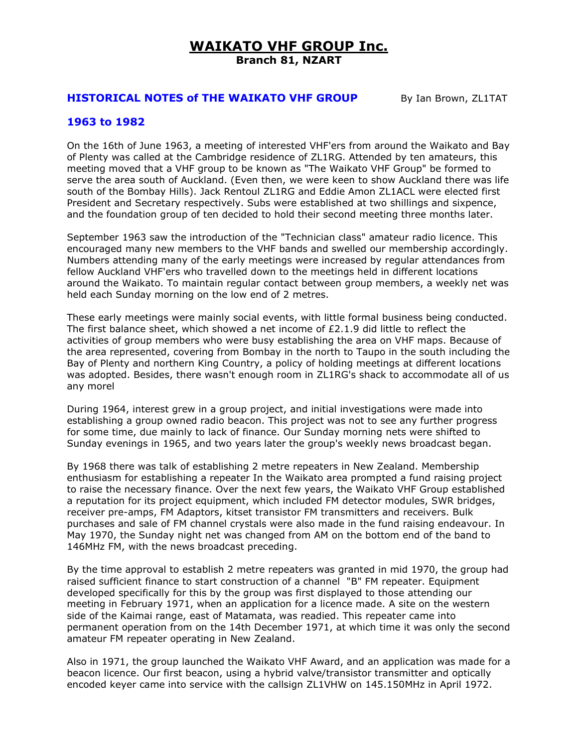# WAIKATO VHF GROUP Inc.

**Branch 81, NZART**

## HISTORICAL NOTES of THE WAIKATO VHF GROUP

By Ian Brown, ZL1TAT

### 1963 to 1982

On the 16th of June 1963, a meeting of interested VHF'ers from around the Waikato and Bay of Plenty was called at the Cambridge residence of ZL1RG. Attended by ten amateurs, this meeting moved that a VHF group to be known as "The Waikato VHF Group" be formed to serve the area south of Auckland. (Even then, we were keen to show Auckland there was life south of the Bombay Hills). Jack Rentoul ZL1RG and Eddie Amon ZL1ACL were elected first President and Secretary respectively. Subs were established at two shillings and sixpence, and the foundation group of ten decided to hold their second meeting three months later.

September 1963 saw the introduction of the "Technician class" amateur radio licence. This encouraged many new members to the VHF bands and swelled our membership accordingly. Numbers attending many of the early meetings were increased by regular attendances from fellow Auckland VHF'ers who travelled down to the meetings held in different locations around the Waikato. To maintain regular contact between group members, a weekly net was held each Sunday morning on the low end of 2 metres.

These early meetings were mainly social events, with little formal business being conducted. The first balance sheet, which showed a net income of £2.1.9 did little to reflect the activities of group members who were busy establishing the area on VHF maps. Because of the area represented, covering from Bombay in the north to Taupo in the south including the Bay of Plenty and northern King Country, a policy of holding meetings at different locations was adopted. Besides, there wasn't enough room in ZL1RG's shack to accommodate all of us any morel

During 1964, interest grew in a group project, and initial investigations were made into establishing a group owned radio beacon. This project was not to see any further progress for some time, due mainly to lack of finance. Our Sunday morning nets were shifted to Sunday evenings in 1965, and two years later the group's weekly news broadcast began.

By 1968 there was talk of establishing 2 metre repeaters in New Zealand. Membership enthusiasm for establishing a repeater In the Waikato area prompted a fund raising project to raise the necessary finance. Over the next few years, the Waikato VHF Group established a reputation for its project equipment, which included FM detector modules, SWR bridges, receiver pre-amps, FM Adaptors, kitset transistor FM transmitters and receivers. Bulk purchases and sale of FM channel crystals were also made in the fund raising endeavour. In May 1970, the Sunday night net was changed from AM on the bottom end of the band to 146MHz FM, with the news broadcast preceding.

By the time approval to establish 2 metre repeaters was granted in mid 1970, the group had raised sufficient finance to start construction of a channel "B" FM repeater. Equipment developed specifically for this by the group was first displayed to those attending our meeting in February 1971, when an application for a licence made. A site on the western side of the Kaimai range, east of Matamata, was readied. This repeater came into permanent operation from on the 14th December 1971, at which time it was only the second amateur FM repeater operating in New Zealand.

Also in 1971, the group launched the Waikato VHF Award, and an application was made for a beacon licence. Our first beacon, using a hybrid valve/transistor transmitter and optically encoded keyer came into service with the callsign ZL1VHW on 145.150MHz in April 1972.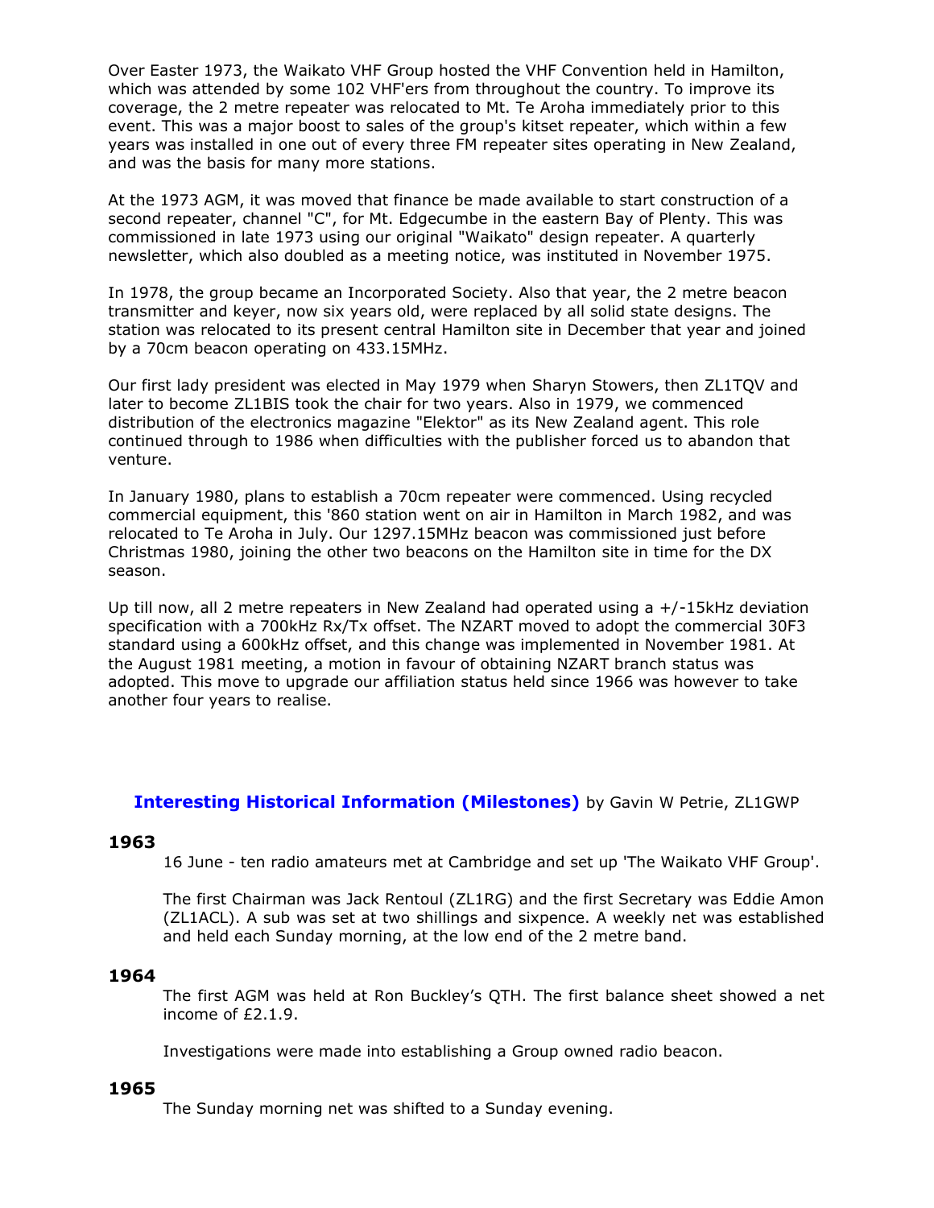Over Easter 1973, the Waikato VHF Group hosted the VHF Convention held in Hamilton, which was attended by some 102 VHF'ers from throughout the country. To improve its coverage, the 2 metre repeater was relocated to Mt. Te Aroha immediately prior to this event. This was a major boost to sales of the group's kitset repeater, which within a few years was installed in one out of every three FM repeater sites operating in New Zealand, and was the basis for many more stations.

At the 1973 AGM, it was moved that finance be made available to start construction of a second repeater, channel "C", for Mt. Edgecumbe in the eastern Bay of Plenty. This was commissioned in late 1973 using our original "Waikato" design repeater. A quarterly newsletter, which also doubled as a meeting notice, was instituted in November 1975.

In 1978, the group became an Incorporated Society. Also that year, the 2 metre beacon transmitter and keyer, now six years old, were replaced by all solid state designs. The station was relocated to its present central Hamilton site in December that year and joined by a 70cm beacon operating on 433.15MHz.

Our first lady president was elected in May 1979 when Sharyn Stowers, then ZL1TQV and later to become ZL1BIS took the chair for two years. Also in 1979, we commenced distribution of the electronics magazine "Elektor" as its New Zealand agent. This role continued through to 1986 when difficulties with the publisher forced us to abandon that venture.

In January 1980, plans to establish a 70cm repeater were commenced. Using recycled commercial equipment, this '860 station went on air in Hamilton in March 1982, and was relocated to Te Aroha in July. Our 1297.15MHz beacon was commissioned just before Christmas 1980, joining the other two beacons on the Hamilton site in time for the DX season.

Up till now, all 2 metre repeaters in New Zealand had operated using a +/-15kHz deviation specification with a 700kHz Rx/Tx offset. The NZART moved to adopt the commercial 30F3 standard using a 600kHz offset, and this change was implemented in November 1981. At the August 1981 meeting, a motion in favour of obtaining NZART branch status was adopted. This move to upgrade our affiliation status held since 1966 was however to take another four years to realise.

## **Interesting Historical Information (Milestones)** by Gavin W Petrie, ZL1GWP

### 1963

16 June - ten radio amateurs met at Cambridge and set up 'The Waikato VHF Group'.

The first Chairman was Jack Rentoul (ZL1RG) and the first Secretary was Eddie Amon (ZL1ACL). A sub was set at two shillings and sixpence. A weekly net was established and held each Sunday morning, at the low end of the 2 metre band.

### 1964

The first AGM was held at Ron Buckley's QTH. The first balance sheet showed a net income of £2.1.9.

Investigations were made into establishing a Group owned radio beacon.

### 1965

The Sunday morning net was shifted to a Sunday evening.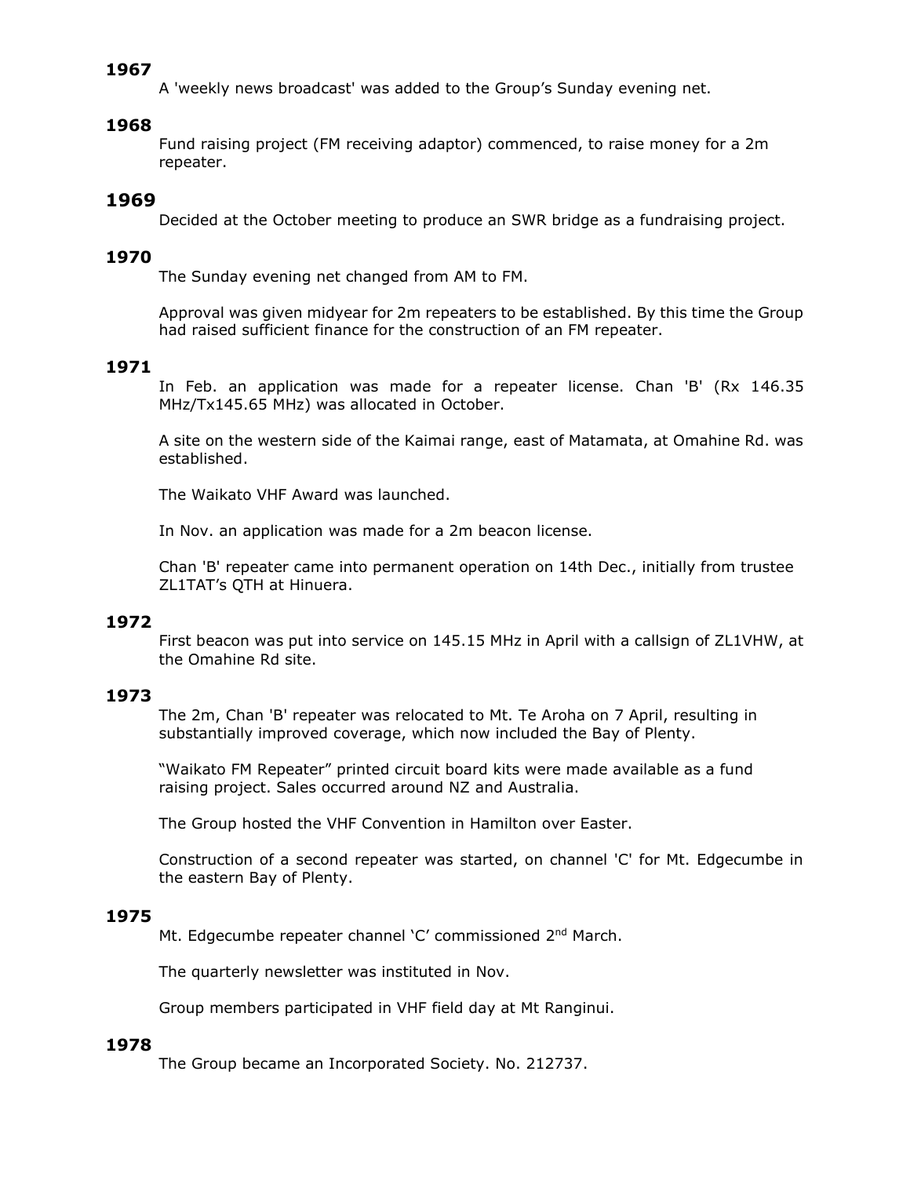### 1967

A 'weekly news broadcast' was added to the Group's Sunday evening net.

### 1968

Fund raising project (FM receiving adaptor) commenced, to raise money for a 2m repeater.

### 1969

Decided at the October meeting to produce an SWR bridge as a fundraising project.

### 1970

The Sunday evening net changed from AM to FM.

Approval was given midyear for 2m repeaters to be established. By this time the Group had raised sufficient finance for the construction of an FM repeater.

### 1971

In Feb. an application was made for a repeater license. Chan 'B' (Rx 146.35 MHz/Tx145.65 MHz) was allocated in October.

A site on the western side of the Kaimai range, east of Matamata, at Omahine Rd. was established.

The Waikato VHF Award was launched.

In Nov. an application was made for a 2m beacon license.

Chan 'B' repeater came into permanent operation on 14th Dec., initially from trustee ZL1TAT's QTH at Hinuera.

### 1972

First beacon was put into service on 145.15 MHz in April with a callsign of ZL1VHW, at the Omahine Rd site.

### 1973

The 2m, Chan 'B' repeater was relocated to Mt. Te Aroha on 7 April, resulting in substantially improved coverage, which now included the Bay of Plenty.

"Waikato FM Repeater" printed circuit board kits were made available as a fund raising project. Sales occurred around NZ and Australia.

The Group hosted the VHF Convention in Hamilton over Easter.

Construction of a second repeater was started, on channel 'C' for Mt. Edgecumbe in the eastern Bay of Plenty.

### 1975

Mt. Edgecumbe repeater channel 'C' commissioned 2nd March.

The quarterly newsletter was instituted in Nov.

Group members participated in VHF field day at Mt Ranginui.

### 1978

The Group became an Incorporated Society. No. 212737.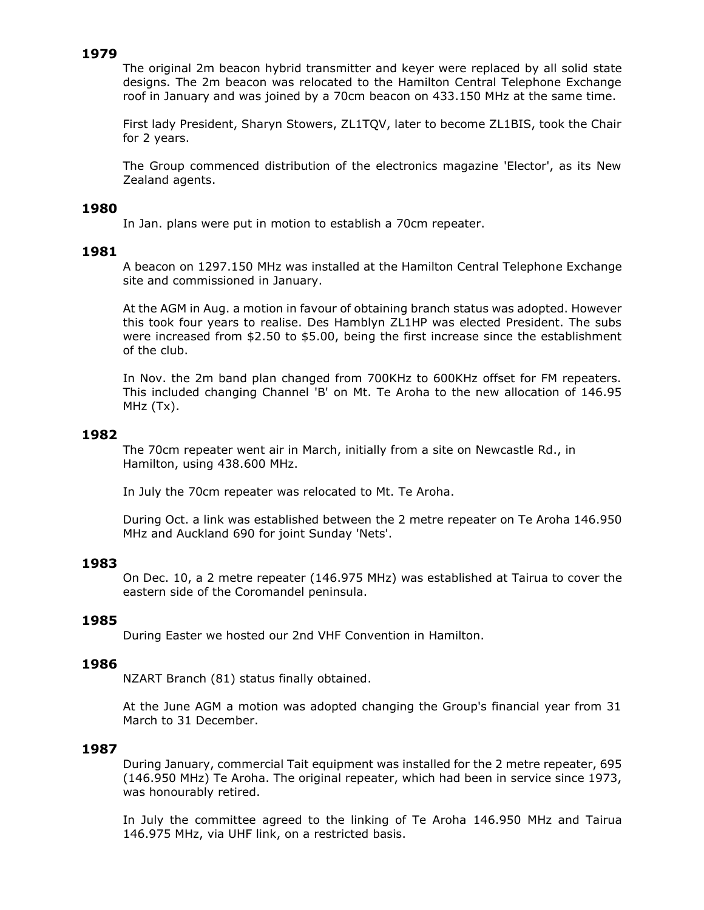## 1979

The original 2m beacon hybrid transmitter and keyer were replaced by all solid state designs. The 2m beacon was relocated to the Hamilton Central Telephone Exchange roof in January and was joined by a 70cm beacon on 433.150 MHz at the same time.

First lady President, Sharyn Stowers, ZL1TQV, later to become ZL1BIS, took the Chair for 2 years.

The Group commenced distribution of the electronics magazine 'Elector', as its New Zealand agents.

## 1980

In Jan. plans were put in motion to establish a 70cm repeater.

## 1981

A beacon on 1297.150 MHz was installed at the Hamilton Central Telephone Exchange site and commissioned in January.

At the AGM in Aug. a motion in favour of obtaining branch status was adopted. However this took four years to realise. Des Hamblyn ZL1HP was elected President. The subs were increased from $2.50 to $5.00, being the first increase since the establishment of the club.

In Nov. the 2m band plan changed from 700KHz to 600KHz offset for FM repeaters. This included changing Channel 'B' on Mt. Te Aroha to the new allocation of 146.95 MHz (Tx).

## 1982

The 70cm repeater went air in March, initially from a site on Newcastle Rd., in Hamilton, using 438.600 MHz.

In July the 70cm repeater was relocated to Mt. Te Aroha.

During Oct. a link was established between the 2 metre repeater on Te Aroha 146.950 MHz and Auckland 690 for joint Sunday 'Nets'.

## 1983

On Dec. 10, a 2 metre repeater (146.975 MHz) was established at Tairua to cover the eastern side of the Coromandel peninsula.

## 1985

During Easter we hosted our 2nd VHF Convention in Hamilton.

## 1986

NZART Branch (81) status finally obtained.

At the June AGM a motion was adopted changing the Group's financial year from 31 March to 31 December.

## 1987

During January, commercial Tait equipment was installed for the 2 metre repeater, 695 (146.950 MHz) Te Aroha. The original repeater, which had been in service since 1973, was honourably retired.

In July the committee agreed to the linking of Te Aroha 146.950 MHz and Tairua 146.975 MHz, via UHF link, on a restricted basis.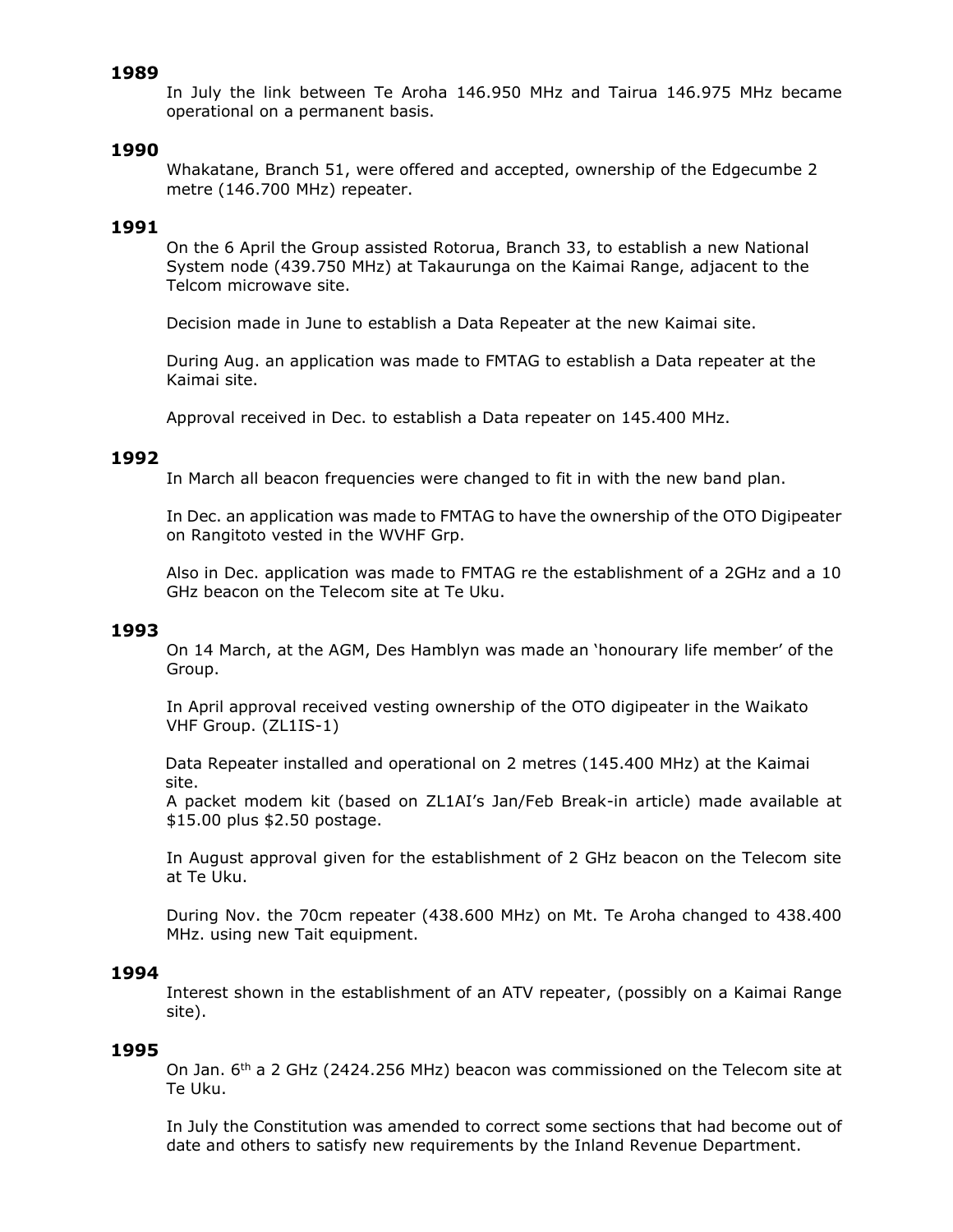**1989**

In July the link between Te Aroha 146.950 MHz and Tairua 146.975 MHz became operational on a permanent basis.

**1990**

Whakatane, Branch 51, were offered and accepted, ownership of the Edgecumbe 2 metre (146.700 MHz) repeater.

**1991**

On the 6 April the Group assisted Rotorua, Branch 33, to establish a new National System node (439.750 MHz) at Takaurunga on the Kaimai Range, adjacent to the Telcom microwave site.

Decision made in June to establish a Data Repeater at the new Kaimai site.

During Aug. an application was made to FMTAG to establish a Data repeater at the Kaimai site.

Approval received in Dec. to establish a Data repeater on 145.400 MHz.

**1992**

In March all beacon frequencies were changed to fit in with the new band plan.

In Dec. an application was made to FMTAG to have the ownership of the OTO Digipeater on Rangitoto vested in the WVHF Grp.

Also in Dec. application was made to FMTAG re the establishment of a 2GHz and a 10 GHz beacon on the Telecom site at Te Uku.

**1993**

On 14 March, at the AGM, Des Hamblyn was made an 'honourary life member' of the Group.

In April approval received vesting ownership of the OTO digipeater in the Waikato VHF Group. (ZL1IS-1)

Data Repeater installed and operational on 2 metres (145.400 MHz) at the Kaimai site.
A packet modem kit (based on ZL1AI's Jan/Feb Break-in article) made available at \$15.00 plus \$2.50 postage.

In August approval given for the establishment of 2 GHz beacon on the Telecom site at Te Uku.

During Nov. the 70cm repeater (438.600 MHz) on Mt. Te Aroha changed to 438.400 MHz. using new Tait equipment.

**1994**

Interest shown in the establishment of an ATV repeater, (possibly on a Kaimai Range site).

**1995**

On Jan. 6th a 2 GHz (2424.256 MHz) beacon was commissioned on the Telecom site at Te Uku.

In July the Constitution was amended to correct some sections that had become out of date and others to satisfy new requirements by the Inland Revenue Department.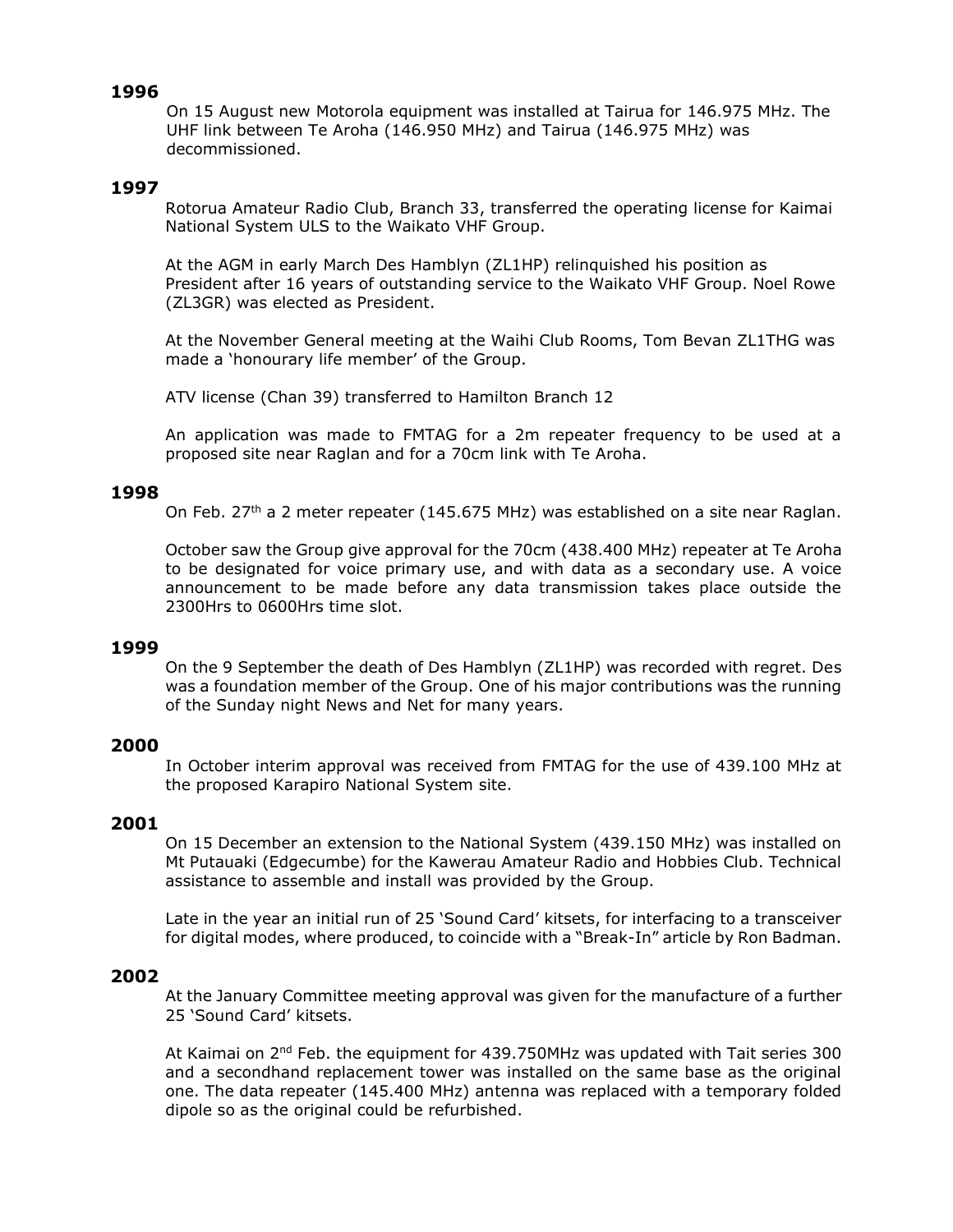## 1996

On 15 August new Motorola equipment was installed at Tairua for 146.975 MHz. The UHF link between Te Aroha (146.950 MHz) and Tairua (146.975 MHz) was decommissioned.

## 1997

Rotorua Amateur Radio Club, Branch 33, transferred the operating license for Kaimai National System ULS to the Waikato VHF Group.

At the AGM in early March Des Hamblyn (ZL1HP) relinquished his position as President after 16 years of outstanding service to the Waikato VHF Group. Noel Rowe (ZL3GR) was elected as President.

At the November General meeting at the Waihi Club Rooms, Tom Bevan ZL1THG was made a 'honourary life member' of the Group.

ATV license (Chan 39) transferred to Hamilton Branch 12

An application was made to FMTAG for a 2m repeater frequency to be used at a proposed site near Raglan and for a 70cm link with Te Aroha.

## 1998

On Feb. 27th a 2 meter repeater (145.675 MHz) was established on a site near Raglan.

October saw the Group give approval for the 70cm (438.400 MHz) repeater at Te Aroha to be designated for voice primary use, and with data as a secondary use. A voice announcement to be made before any data transmission takes place outside the 2300Hrs to 0600Hrs time slot.

## 1999

On the 9 September the death of Des Hamblyn (ZL1HP) was recorded with regret. Des was a foundation member of the Group. One of his major contributions was the running of the Sunday night News and Net for many years.

## 2000

In October interim approval was received from FMTAG for the use of 439.100 MHz at the proposed Karapiro National System site.

## 2001

On 15 December an extension to the National System (439.150 MHz) was installed on Mt Putauaki (Edgecumbe) for the Kawerau Amateur Radio and Hobbies Club. Technical assistance to assemble and install was provided by the Group.

Late in the year an initial run of 25 'Sound Card' kitsets, for interfacing to a transceiver for digital modes, where produced, to coincide with a "Break-In" article by Ron Badman.

## 2002

At the January Committee meeting approval was given for the manufacture of a further 25 'Sound Card' kitsets.

At Kaimai on 2nd Feb. the equipment for 439.750MHz was updated with Tait series 300 and a secondhand replacement tower was installed on the same base as the original one. The data repeater (145.400 MHz) antenna was replaced with a temporary folded dipole so as the original could be refurbished.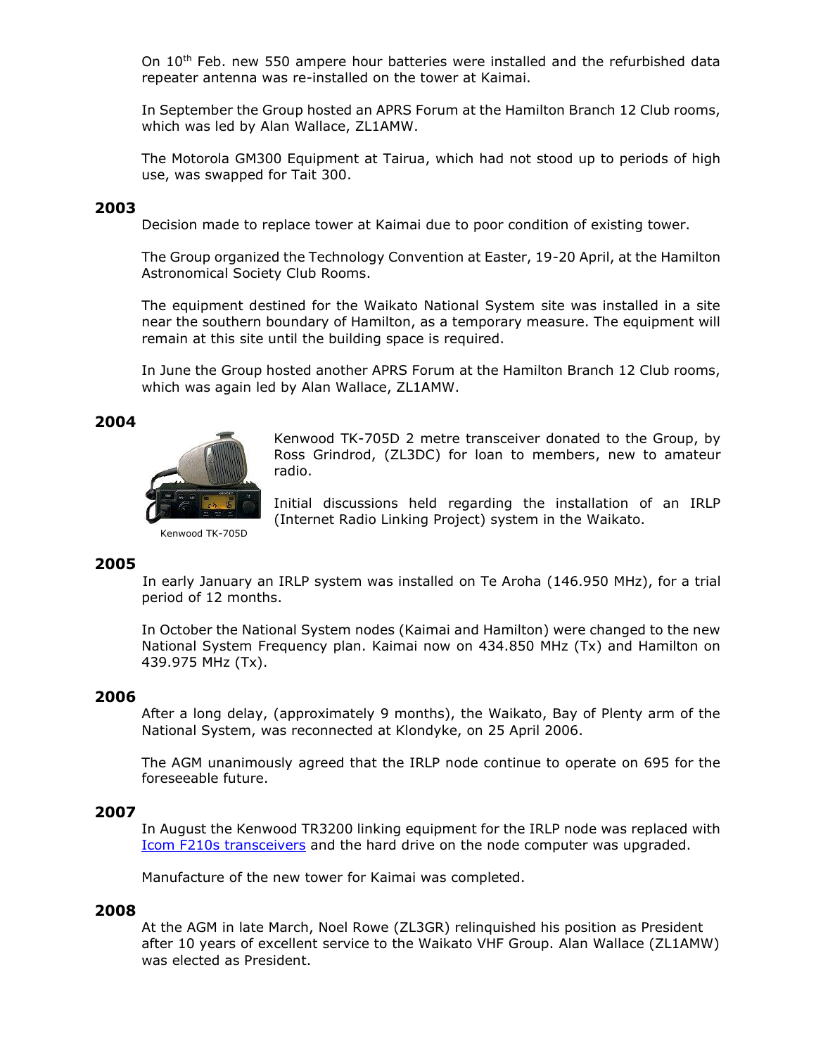On 10th Feb. new 550 ampere hour batteries were installed and the refurbished data repeater antenna was re-installed on the tower at Kaimai.

In September the Group hosted an APRS Forum at the Hamilton Branch 12 Club rooms, which was led by Alan Wallace, ZL1AMW.

The Motorola GM300 Equipment at Tairua, which had not stood up to periods of high use, was swapped for Tait 300.

## 2003

Decision made to replace tower at Kaimai due to poor condition of existing tower.

The Group organized the Technology Convention at Easter, 19-20 April, at the Hamilton Astronomical Society Club Rooms.

The equipment destined for the Waikato National System site was installed in a site near the southern boundary of Hamilton, as a temporary measure. The equipment will remain at this site until the building space is required.

In June the Group hosted another APRS Forum at the Hamilton Branch 12 Club rooms, which was again led by Alan Wallace, ZL1AMW.

## 2004

Kenwood TK-705D

Kenwood TK-705D 2 metre transceiver donated to the Group, by Ross Grindrod, (ZL3DC) for loan to members, new to amateur radio.

Initial discussions held regarding the installation of an IRLP (Internet Radio Linking Project) system in the Waikato.

## 2005

In early January an IRLP system was installed on Te Aroha (146.950 MHz), for a trial period of 12 months.

In October the National System nodes (Kaimai and Hamilton) were changed to the new National System Frequency plan. Kaimai now on 434.850 MHz (Tx) and Hamilton on 439.975 MHz (Tx).

## 2006

After a long delay, (approximately 9 months), the Waikato, Bay of Plenty arm of the National System, was reconnected at Klondyke, on 25 April 2006.

The AGM unanimously agreed that the IRLP node continue to operate on 695 for the foreseeable future.

## 2007

In August the Kenwood TR3200 linking equipment for the IRLP node was replaced with Icom F210s transceivers and the hard drive on the node computer was upgraded.

Manufacture of the new tower for Kaimai was completed.

## 2008

At the AGM in late March, Noel Rowe (ZL3GR) relinquished his position as President after 10 years of excellent service to the Waikato VHF Group. Alan Wallace (ZL1AMW) was elected as President.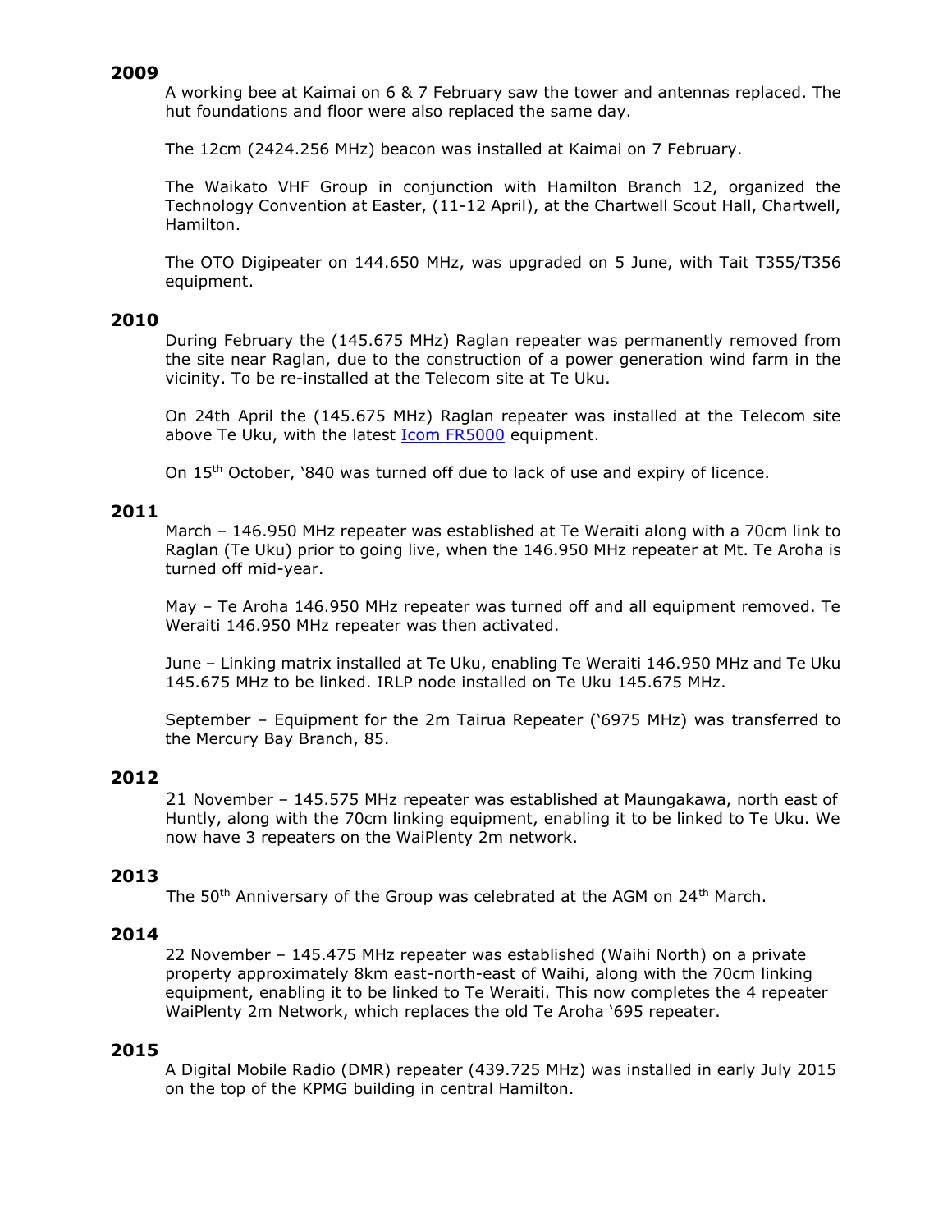## 2009

A working bee at Kaimai on 6 & 7 February saw the tower and antennas replaced. The hut foundations and floor were also replaced the same day.

The 12cm (2424.256 MHz) beacon was installed at Kaimai on 7 February.

The Waikato VHF Group in conjunction with Hamilton Branch 12, organized the Technology Convention at Easter, (11-12 April), at the Chartwell Scout Hall, Chartwell, Hamilton.

The OTO Digipeater on 144.650 MHz, was upgraded on 5 June, with Tait T355/T356 equipment.

## 2010

During February the (145.675 MHz) Raglan repeater was permanently removed from the site near Raglan, due to the construction of a power generation wind farm in the vicinity. To be re-installed at the Telecom site at Te Uku.

On 24th April the (145.675 MHz) Raglan repeater was installed at the Telecom site above Te Uku, with the latest Icom FR5000 equipment.

On 15th October, '840 was turned off due to lack of use and expiry of licence.

## 2011

March – 146.950 MHz repeater was established at Te Weraiti along with a 70cm link to Raglan (Te Uku) prior to going live, when the 146.950 MHz repeater at Mt. Te Aroha is turned off mid-year.

May – Te Aroha 146.950 MHz repeater was turned off and all equipment removed. Te Weraiti 146.950 MHz repeater was then activated.

June – Linking matrix installed at Te Uku, enabling Te Weraiti 146.950 MHz and Te Uku 145.675 MHz to be linked. IRLP node installed on Te Uku 145.675 MHz.

September – Equipment for the 2m Tairua Repeater ('6975 MHz) was transferred to the Mercury Bay Branch, 85.

## 2012

21 November – 145.575 MHz repeater was established at Maungakawa, north east of Huntly, along with the 70cm linking equipment, enabling it to be linked to Te Uku. We now have 3 repeaters on the WaiPlenty 2m network.

## 2013

The 50th Anniversary of the Group was celebrated at the AGM on 24th March.

## 2014

22 November – 145.475 MHz repeater was established (Waihi North) on a private property approximately 8km east-north-east of Waihi, along with the 70cm linking equipment, enabling it to be linked to Te Weraiti. This now completes the 4 repeater WaiPlenty 2m Network, which replaces the old Te Aroha '695 repeater.

## 2015

A Digital Mobile Radio (DMR) repeater (439.725 MHz) was installed in early July 2015 on the top of the KPMG building in central Hamilton.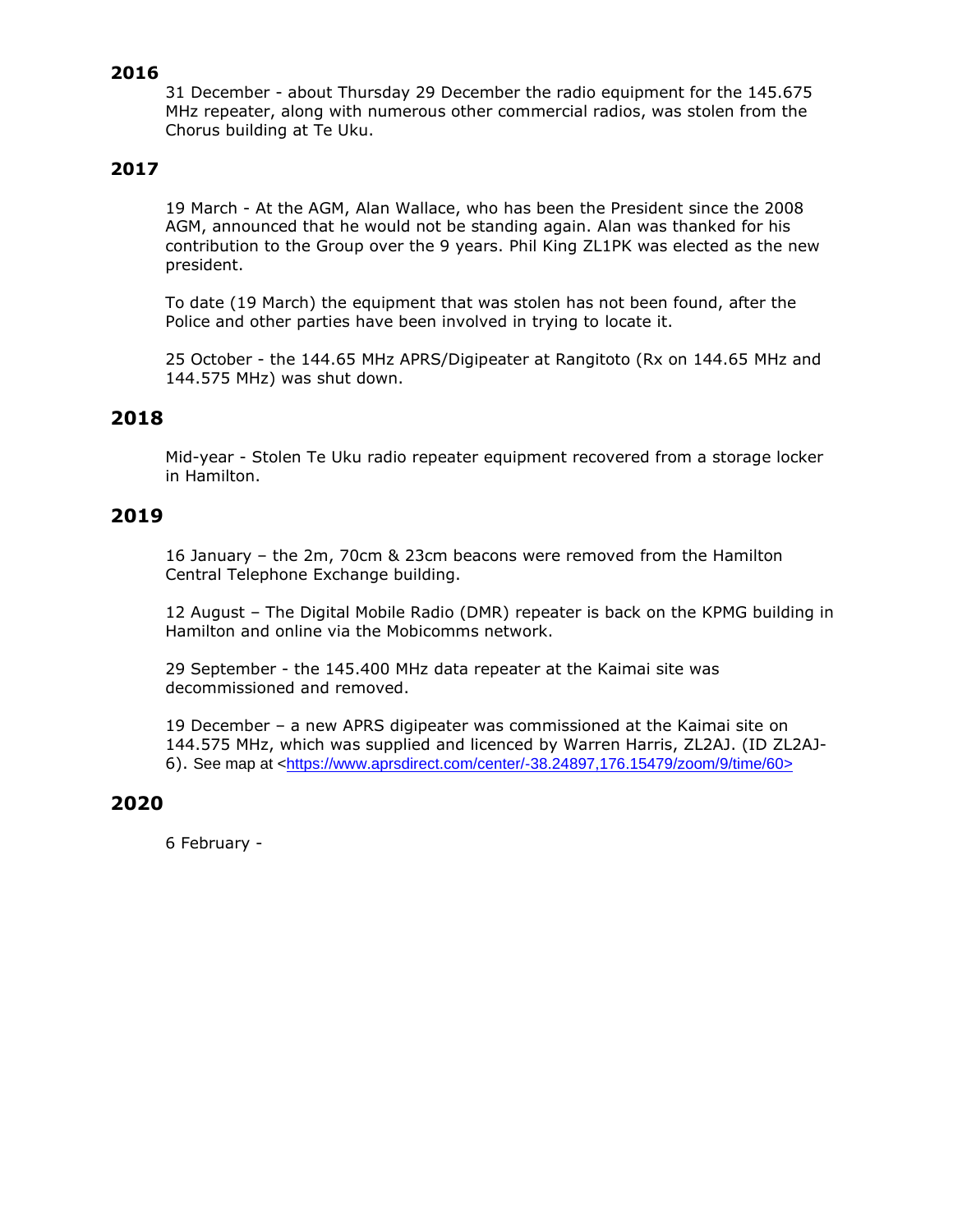## 2016

31 December - about Thursday 29 December the radio equipment for the 145.675 MHz repeater, along with numerous other commercial radios, was stolen from the Chorus building at Te Uku.

## 2017

19 March - At the AGM, Alan Wallace, who has been the President since the 2008 AGM, announced that he would not be standing again. Alan was thanked for his contribution to the Group over the 9 years. Phil King ZL1PK was elected as the new president.

To date (19 March) the equipment that was stolen has not been found, after the Police and other parties have been involved in trying to locate it.

25 October - the 144.65 MHz APRS/Digipeater at Rangitoto (Rx on 144.65 MHz and 144.575 MHz) was shut down.

## 2018

Mid-year - Stolen Te Uku radio repeater equipment recovered from a storage locker in Hamilton.

## 2019

16 January – the 2m, 70cm & 23cm beacons were removed from the Hamilton Central Telephone Exchange building.

12 August – The Digital Mobile Radio (DMR) repeater is back on the KPMG building in Hamilton and online via the Mobicomms network.

29 September - the 145.400 MHz data repeater at the Kaimai site was decommissioned and removed.

19 December – a new APRS digipeater was commissioned at the Kaimai site on 144.575 MHz, which was supplied and licenced by Warren Harris, ZL2AJ. (ID ZL2AJ-6). See map at <https://www.aprsdirect.com/center/-38.24897,176.15479/zoom/9/time/60>

## 2020

6 February -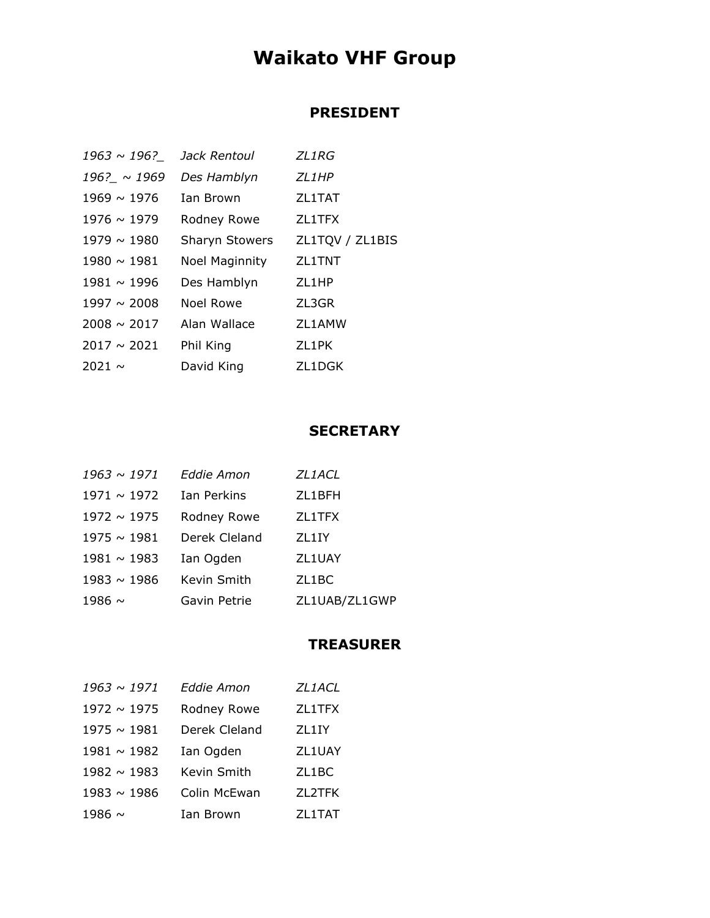# Waikato VHF Group

## PRESIDENT

| | | |
|---|---|---|
| *1963 ~ 196?_* | *Jack Rentoul* | *ZL1RG* |
| *196?_ ~ 1969* | *Des Hamblyn* | *ZL1HP* |
| 1969 ~ 1976 | Ian Brown | ZL1TAT |
| 1976 ~ 1979 | Rodney Rowe | ZL1TFX |
| 1979 ~ 1980 | Sharyn Stowers | ZL1TQV / ZL1BIS |
| 1980 ~ 1981 | Noel Maginnity | ZL1TNT |
| 1981 ~ 1996 | Des Hamblyn | ZL1HP |
| 1997 ~ 2008 | Noel Rowe | ZL3GR |
| 2008 ~ 2017 | Alan Wallace | ZL1AMW |
| 2017 ~ 2021 | Phil King | ZL1PK |
| 2021 ~ | David King | ZL1DGK |

## SECRETARY

| | | |
|---|---|---|
| *1963 ~ 1971* | *Eddie Amon* | *ZL1ACL* |
| 1971 ~ 1972 | Ian Perkins | ZL1BFH |
| 1972 ~ 1975 | Rodney Rowe | ZL1TFX |
| 1975 ~ 1981 | Derek Cleland | ZL1IY |
| 1981 ~ 1983 | Ian Ogden | ZL1UAY |
| 1983 ~ 1986 | Kevin Smith | ZL1BC |
| 1986 ~ | Gavin Petrie | ZL1UAB/ZL1GWP |

## TREASURER

| | | |
|---|---|---|
| *1963 ~ 1971* | *Eddie Amon* | *ZL1ACL* |
| 1972 ~ 1975 | Rodney Rowe | ZL1TFX |
| 1975 ~ 1981 | Derek Cleland | ZL1IY |
| 1981 ~ 1982 | Ian Ogden | ZL1UAY |
| 1982 ~ 1983 | Kevin Smith | ZL1BC |
| 1983 ~ 1986 | Colin McEwan | ZL2TFK |
| 1986 ~ | Ian Brown | ZL1TAT |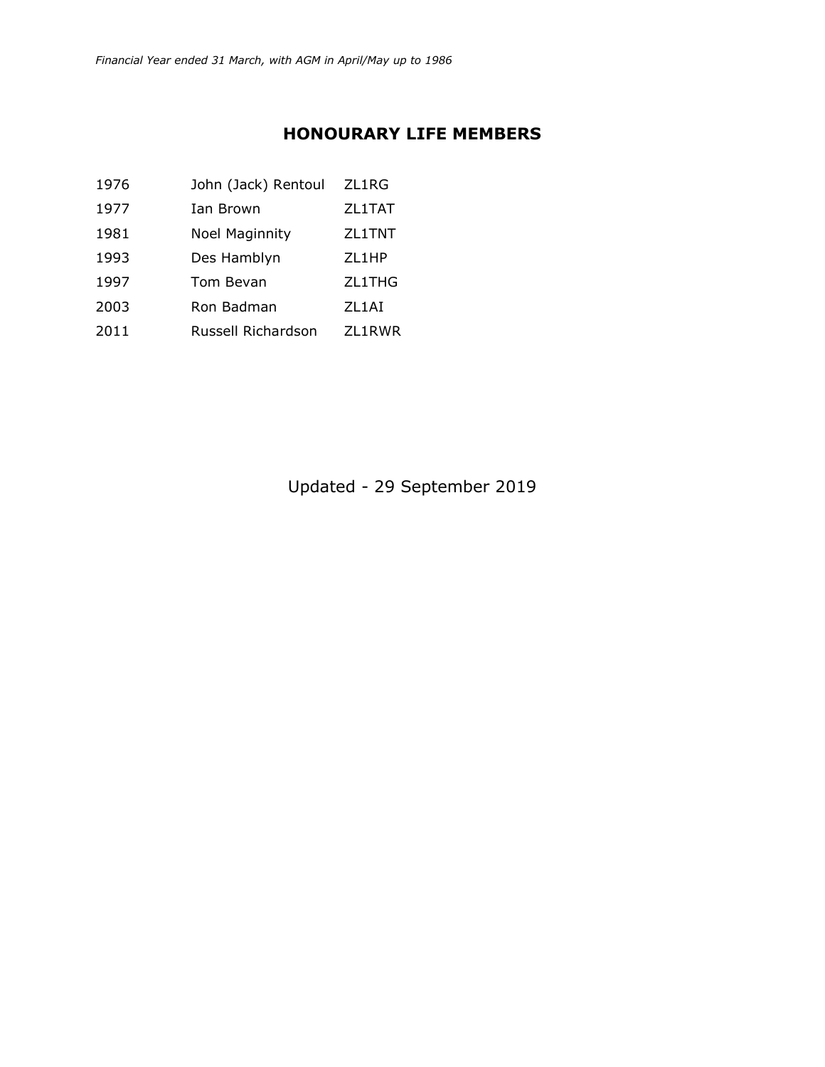*Financial Year ended 31 March, with AGM in April/May up to 1986*

## HONOURARY LIFE MEMBERS

| | | |
|---|---|---|
| 1976 | John (Jack) Rentoul | ZL1RG |
| 1977 | Ian Brown | ZL1TAT |
| 1981 | Noel Maginnity | ZL1TNT |
| 1993 | Des Hamblyn | ZL1HP |
| 1997 | Tom Bevan | ZL1THG |
| 2003 | Ron Badman | ZL1AI |
| 2011 | Russell Richardson | ZL1RWR |

Updated - 29 September 2019